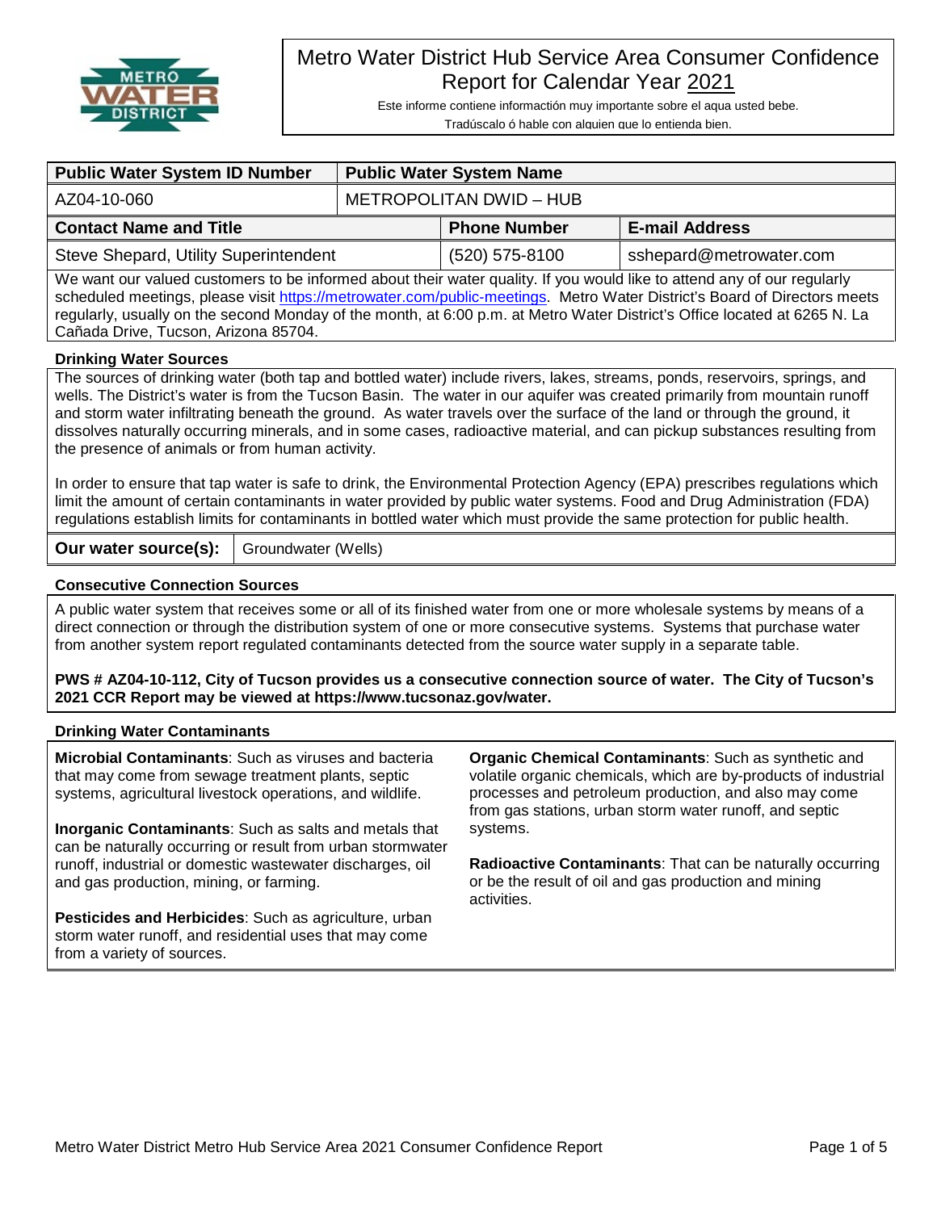# Metro Water District Hub Service Area Consumer Confidence Report for Calendar Year 2021

Este informe contiene información muy importante sobre el aqua usted bebe.
Tradúscalo ó hable con alguien que lo entienda bien.

| Public Water System ID Number | Public Water System Name | |
|---|---|---|
| AZ04-10-060 | METROPOLITAN DWID – HUB | |
| **Contact Name and Title** | **Phone Number** | **E-mail Address** |
| Steve Shepard, Utility Superintendent | (520) 575-8100 | sshepard@metrowater.com |

We want our valued customers to be informed about their water quality. If you would like to attend any of our regularly scheduled meetings, please visit https://metrowater.com/public-meetings. Metro Water District's Board of Directors meets regularly, usually on the second Monday of the month, at 6:00 p.m. at Metro Water District's Office located at 6265 N. La Cañada Drive, Tucson, Arizona 85704.

### Drinking Water Sources

The sources of drinking water (both tap and bottled water) include rivers, lakes, streams, ponds, reservoirs, springs, and wells. The District's water is from the Tucson Basin. The water in our aquifer was created primarily from mountain runoff and storm water infiltrating beneath the ground. As water travels over the surface of the land or through the ground, it dissolves naturally occurring minerals, and in some cases, radioactive material, and can pickup substances resulting from the presence of animals or from human activity.

In order to ensure that tap water is safe to drink, the Environmental Protection Agency (EPA) prescribes regulations which limit the amount of certain contaminants in water provided by public water systems. Food and Drug Administration (FDA) regulations establish limits for contaminants in bottled water which must provide the same protection for public health.

**Our water source(s):** Groundwater (Wells)

### Consecutive Connection Sources

A public water system that receives some or all of its finished water from one or more wholesale systems by means of a direct connection or through the distribution system of one or more consecutive systems. Systems that purchase water from another system report regulated contaminants detected from the source water supply in a separate table.

**PWS # AZ04-10-112, City of Tucson provides us a consecutive connection source of water. The City of Tucson's 2021 CCR Report may be viewed at https://www.tucsonaz.gov/water.**

### Drinking Water Contaminants

**Microbial Contaminants**: Such as viruses and bacteria that may come from sewage treatment plants, septic systems, agricultural livestock operations, and wildlife.

**Inorganic Contaminants**: Such as salts and metals that can be naturally occurring or result from urban stormwater runoff, industrial or domestic wastewater discharges, oil and gas production, mining, or farming.

**Pesticides and Herbicides**: Such as agriculture, urban storm water runoff, and residential uses that may come from a variety of sources.

**Organic Chemical Contaminants**: Such as synthetic and volatile organic chemicals, which are by-products of industrial processes and petroleum production, and also may come from gas stations, urban storm water runoff, and septic systems.

**Radioactive Contaminants**: That can be naturally occurring or be the result of oil and gas production and mining activities.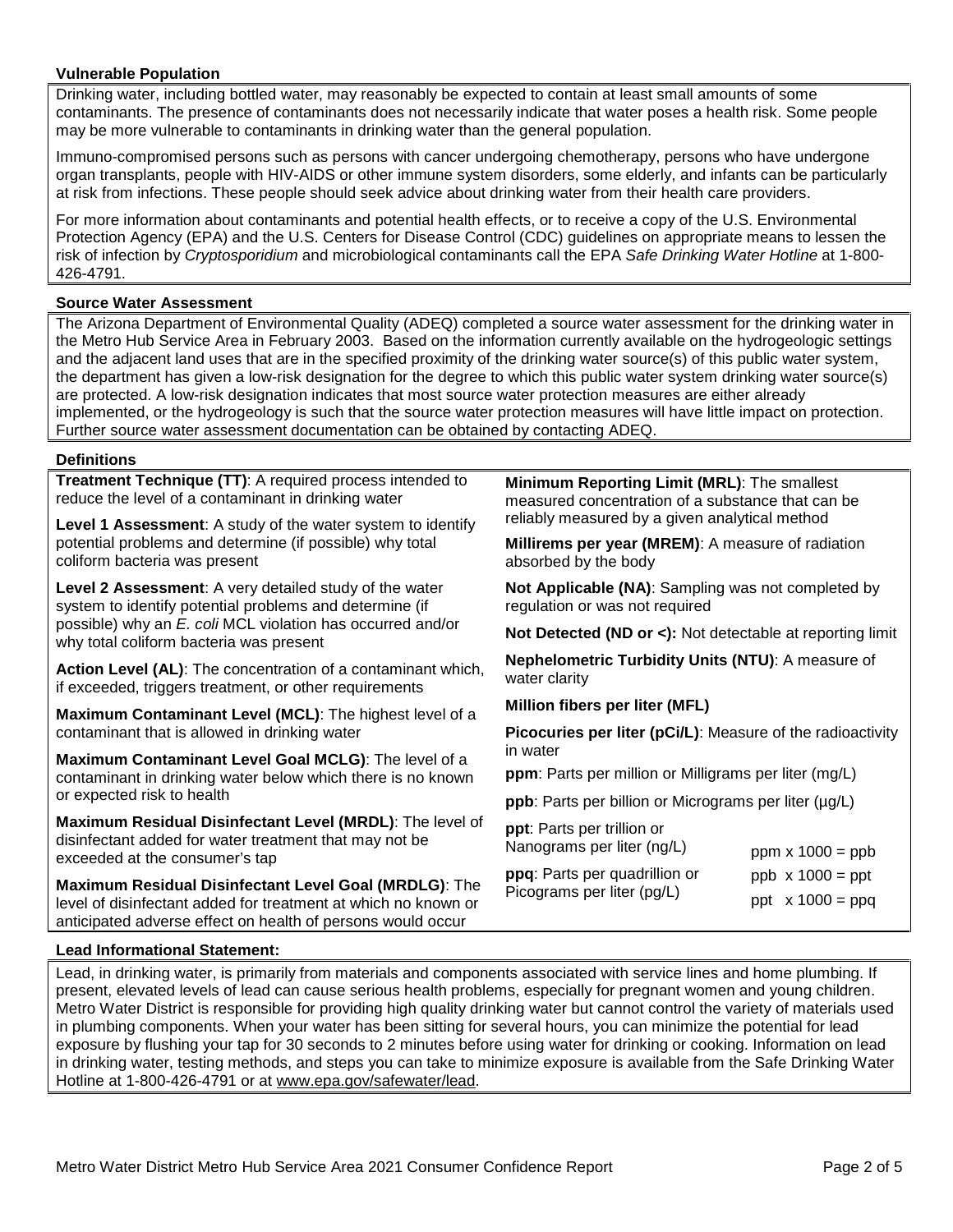### Vulnerable Population

Drinking water, including bottled water, may reasonably be expected to contain at least small amounts of some contaminants. The presence of contaminants does not necessarily indicate that water poses a health risk. Some people may be more vulnerable to contaminants in drinking water than the general population.

Immuno-compromised persons such as persons with cancer undergoing chemotherapy, persons who have undergone organ transplants, people with HIV-AIDS or other immune system disorders, some elderly, and infants can be particularly at risk from infections. These people should seek advice about drinking water from their health care providers.

For more information about contaminants and potential health effects, or to receive a copy of the U.S. Environmental Protection Agency (EPA) and the U.S. Centers for Disease Control (CDC) guidelines on appropriate means to lessen the risk of infection by *Cryptosporidium* and microbiological contaminants call the EPA *Safe Drinking Water Hotline* at 1-800-426-4791.

### Source Water Assessment

The Arizona Department of Environmental Quality (ADEQ) completed a source water assessment for the drinking water in the Metro Hub Service Area in February 2003. Based on the information currently available on the hydrogeologic settings and the adjacent land uses that are in the specified proximity of the drinking water source(s) of this public water system, the department has given a low-risk designation for the degree to which this public water system drinking water source(s) are protected. A low-risk designation indicates that most source water protection measures are either already implemented, or the hydrogeology is such that the source water protection measures will have little impact on protection. Further source water assessment documentation can be obtained by contacting ADEQ.

### Definitions

**Treatment Technique (TT)**: A required process intended to reduce the level of a contaminant in drinking water

**Level 1 Assessment**: A study of the water system to identify potential problems and determine (if possible) why total coliform bacteria was present

**Level 2 Assessment**: A very detailed study of the water system to identify potential problems and determine (if possible) why an *E. coli* MCL violation has occurred and/or why total coliform bacteria was present

**Action Level (AL)**: The concentration of a contaminant which, if exceeded, triggers treatment, or other requirements

**Maximum Contaminant Level (MCL)**: The highest level of a contaminant that is allowed in drinking water

**Maximum Contaminant Level Goal MCLG)**: The level of a contaminant in drinking water below which there is no known or expected risk to health

**Maximum Residual Disinfectant Level (MRDL)**: The level of disinfectant added for water treatment that may not be exceeded at the consumer's tap

**Maximum Residual Disinfectant Level Goal (MRDLG)**: The level of disinfectant added for treatment at which no known or anticipated adverse effect on health of persons would occur

**Minimum Reporting Limit (MRL)**: The smallest measured concentration of a substance that can be reliably measured by a given analytical method

**Millirems per year (MREM)**: A measure of radiation absorbed by the body

**Not Applicable (NA)**: Sampling was not completed by regulation or was not required

**Not Detected (ND or <):** Not detectable at reporting limit

**Nephelometric Turbidity Units (NTU)**: A measure of water clarity

**Million fibers per liter (MFL)**

**Picocuries per liter (pCi/L)**: Measure of the radioactivity in water

**ppm**: Parts per million or Milligrams per liter (mg/L)

**ppb**: Parts per billion or Micrograms per liter (µg/L)

**ppt**: Parts per trillion or Nanograms per liter (ng/L)

**ppq**: Parts per quadrillion or Picograms per liter (pg/L)

ppm x 1000 = ppb
ppb x 1000 = ppt
ppt x 1000 = ppq

### Lead Informational Statement:

Lead, in drinking water, is primarily from materials and components associated with service lines and home plumbing. If present, elevated levels of lead can cause serious health problems, especially for pregnant women and young children. Metro Water District is responsible for providing high quality drinking water but cannot control the variety of materials used in plumbing components. When your water has been sitting for several hours, you can minimize the potential for lead exposure by flushing your tap for 30 seconds to 2 minutes before using water for drinking or cooking. Information on lead in drinking water, testing methods, and steps you can take to minimize exposure is available from the Safe Drinking Water Hotline at 1-800-426-4791 or at www.epa.gov/safewater/lead.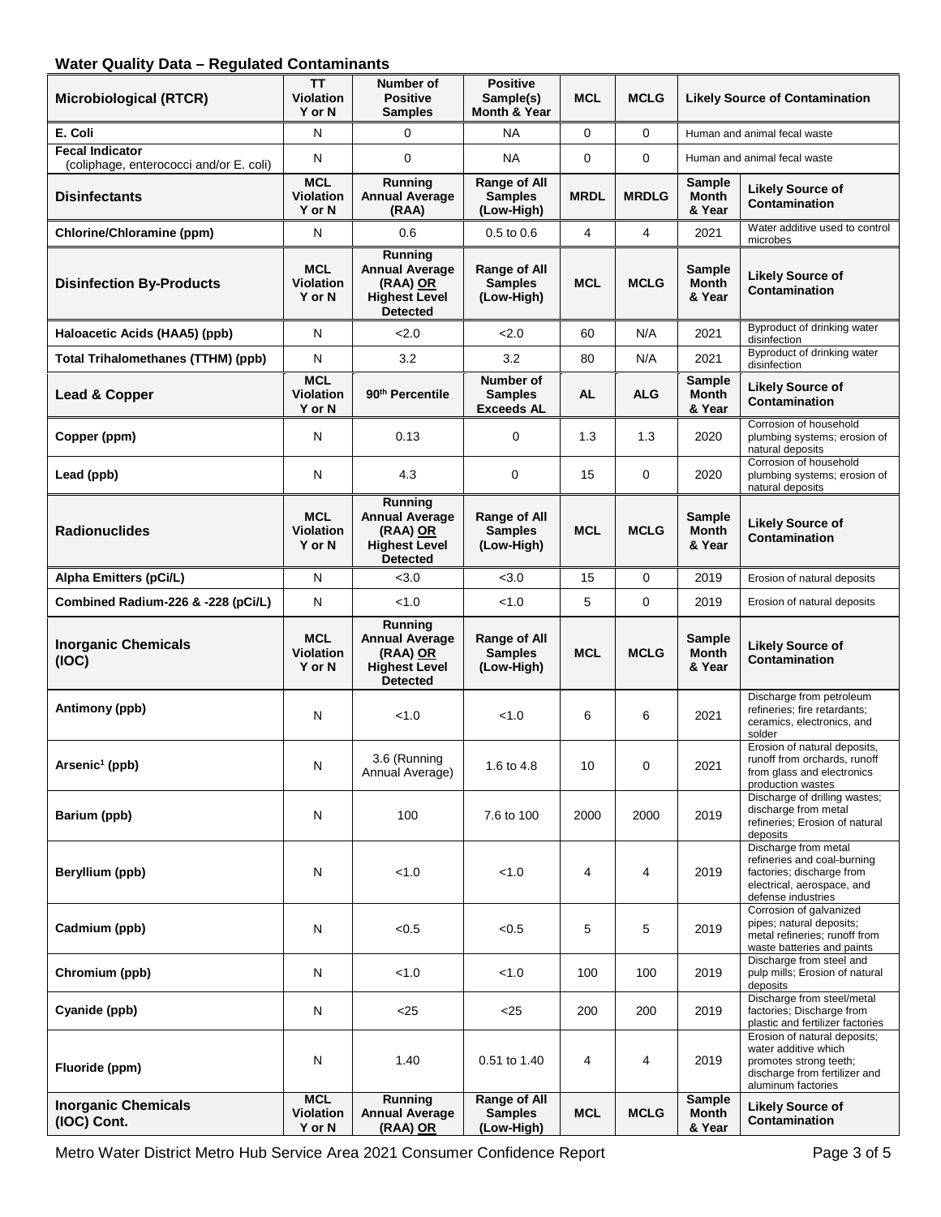## Water Quality Data – Regulated Contaminants

| Microbiological (RTCR) | TT Violation Y or N | Number of Positive Samples | Positive Sample(s) Month & Year | MCL | MCLG | Likely Source of Contamination | |
|---|---|---|---|---|---|---|---|
| E. Coli | N | 0 | NA | 0 | 0 | Human and animal fecal waste | |
| Fecal Indicator (coliphage, enterococci and/or E. coli) | N | 0 | NA | 0 | 0 | Human and animal fecal waste | |
| **Disinfectants** | **MCL Violation Y or N** | **Running Annual Average (RAA)** | **Range of All Samples (Low-High)** | **MRDL** | **MRDLG** | **Sample Month & Year** | **Likely Source of Contamination** |
| Chlorine/Chloramine (ppm) | N | 0.6 | 0.5 to 0.6 | 4 | 4 | 2021 | Water additive used to control microbes |
| **Disinfection By-Products** | **MCL Violation Y or N** | **Running Annual Average (RAA) OR Highest Level Detected** | **Range of All Samples (Low-High)** | **MCL** | **MCLG** | **Sample Month & Year** | **Likely Source of Contamination** |
| Haloacetic Acids (HAA5) (ppb) | N | <2.0 | <2.0 | 60 | N/A | 2021 | Byproduct of drinking water disinfection |
| Total Trihalomethanes (TTHM) (ppb) | N | 3.2 | 3.2 | 80 | N/A | 2021 | Byproduct of drinking water disinfection |
| **Lead & Copper** | **MCL Violation Y or N** | **90th Percentile** | **Number of Samples Exceeds AL** | **AL** | **ALG** | **Sample Month & Year** | **Likely Source of Contamination** |
| Copper (ppm) | N | 0.13 | 0 | 1.3 | 1.3 | 2020 | Corrosion of household plumbing systems; erosion of natural deposits |
| Lead (ppb) | N | 4.3 | 0 | 15 | 0 | 2020 | Corrosion of household plumbing systems; erosion of natural deposits |
| **Radionuclides** | **MCL Violation Y or N** | **Running Annual Average (RAA) OR Highest Level Detected** | **Range of All Samples (Low-High)** | **MCL** | **MCLG** | **Sample Month & Year** | **Likely Source of Contamination** |
| Alpha Emitters (pCi/L) | N | <3.0 | <3.0 | 15 | 0 | 2019 | Erosion of natural deposits |
| Combined Radium-226 & -228 (pCi/L) | N | <1.0 | <1.0 | 5 | 0 | 2019 | Erosion of natural deposits |
| **Inorganic Chemicals (IOC)** | **MCL Violation Y or N** | **Running Annual Average (RAA) OR Highest Level Detected** | **Range of All Samples (Low-High)** | **MCL** | **MCLG** | **Sample Month & Year** | **Likely Source of Contamination** |
| Antimony (ppb) | N | <1.0 | <1.0 | 6 | 6 | 2021 | Discharge from petroleum refineries; fire retardants; ceramics, electronics, and solder |
| Arsenic[1] (ppb) | N | 3.6 (Running Annual Average) | 1.6 to 4.8 | 10 | 0 | 2021 | Erosion of natural deposits, runoff from orchards, runoff from glass and electronics production wastes |
| Barium (ppb) | N | 100 | 7.6 to 100 | 2000 | 2000 | 2019 | Discharge of drilling wastes; discharge from metal refineries; Erosion of natural deposits |
| Beryllium (ppb) | N | <1.0 | <1.0 | 4 | 4 | 2019 | Discharge from metal refineries and coal-burning factories; discharge from electrical, aerospace, and defense industries |
| Cadmium (ppb) | N | <0.5 | <0.5 | 5 | 5 | 2019 | Corrosion of galvanized pipes; natural deposits; metal refineries; runoff from waste batteries and paints |
| Chromium (ppb) | N | <1.0 | <1.0 | 100 | 100 | 2019 | Discharge from steel and pulp mills; Erosion of natural deposits |
| Cyanide (ppb) | N | <25 | <25 | 200 | 200 | 2019 | Discharge from steel/metal factories; Discharge from plastic and fertilizer factories |
| Fluoride (ppm) | N | 1.40 | 0.51 to 1.40 | 4 | 4 | 2019 | Erosion of natural deposits; water additive which promotes strong teeth; discharge from fertilizer and aluminum factories |
| **Inorganic Chemicals (IOC) Cont.** | **MCL Violation Y or N** | **Running Annual Average (RAA) OR** | **Range of All Samples (Low-High)** | **MCL** | **MCLG** | **Sample Month & Year** | **Likely Source of Contamination** |

Metro Water District Metro Hub Service Area 2021 Consumer Confidence Report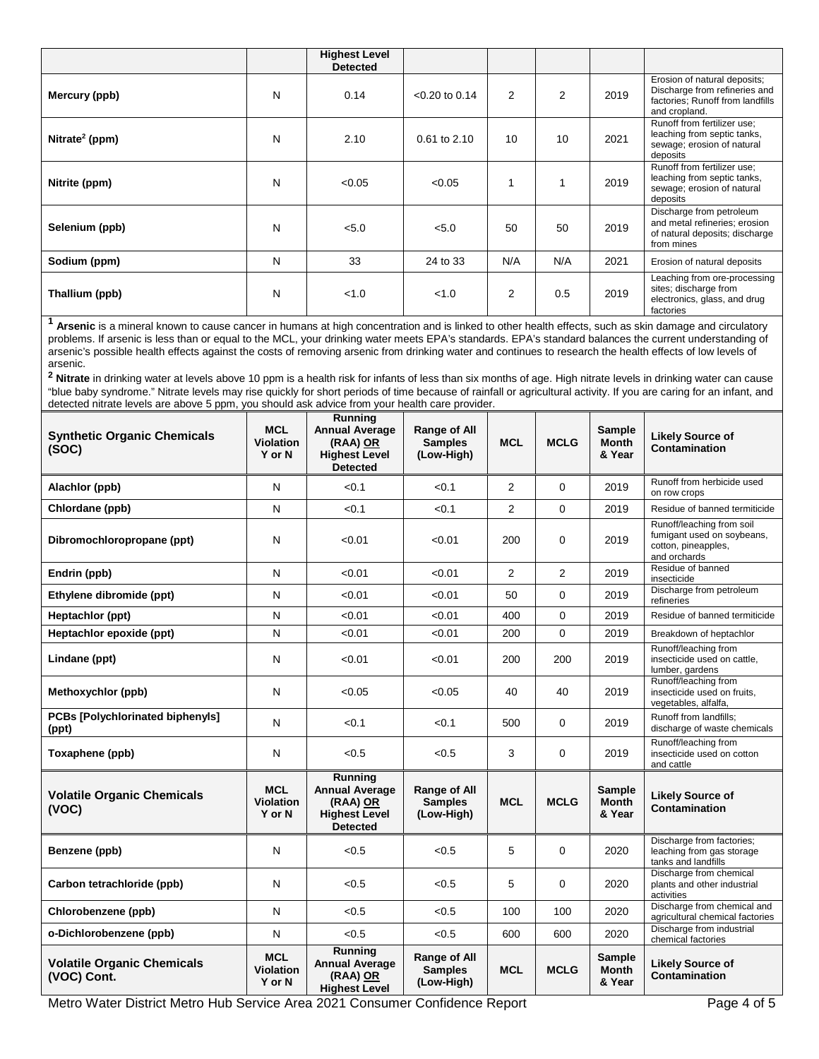| | | Highest Level Detected | | | | | |
|---|---|---|---|---|---|---|---|
| **Mercury (ppb)** | N | 0.14 | <0.20 to 0.14 | 2 | 2 | 2019 | Erosion of natural deposits; Discharge from refineries and factories; Runoff from landfills and cropland. |
| **Nitrate[2] (ppm)** | N | 2.10 | 0.61 to 2.10 | 10 | 10 | 2021 | Runoff from fertilizer use; leaching from septic tanks, sewage; erosion of natural deposits |
| **Nitrite (ppm)** | N | <0.05 | <0.05 | 1 | 1 | 2019 | Runoff from fertilizer use; leaching from septic tanks, sewage; erosion of natural deposits |
| **Selenium (ppb)** | N | <5.0 | <5.0 | 50 | 50 | 2019 | Discharge from petroleum and metal refineries; erosion of natural deposits; discharge from mines |
| **Sodium (ppm)** | N | 33 | 24 to 33 | N/A | N/A | 2021 | Erosion of natural deposits |
| **Thallium (ppb)** | N | <1.0 | <1.0 | 2 | 0.5 | 2019 | Leaching from ore-processing sites; discharge from electronics, glass, and drug factories |

[1] **Arsenic** is a mineral known to cause cancer in humans at high concentration and is linked to other health effects, such as skin damage and circulatory problems. If arsenic is less than or equal to the MCL, your drinking water meets EPA's standards. EPA's standard balances the current understanding of arsenic's possible health effects against the costs of removing arsenic from drinking water and continues to research the health effects of low levels of arsenic.

[2] **Nitrate** in drinking water at levels above 10 ppm is a health risk for infants of less than six months of age. High nitrate levels in drinking water can cause "blue baby syndrome." Nitrate levels may rise quickly for short periods of time because of rainfall or agricultural activity. If you are caring for an infant, and detected nitrate levels are above 5 ppm, you should ask advice from your health care provider.

| Synthetic Organic Chemicals (SOC) | MCL Violation Y or N | Running Annual Average (RAA) OR Highest Level Detected | Range of All Samples (Low-High) | MCL | MCLG | Sample Month & Year | Likely Source of Contamination |
|---|---|---|---|---|---|---|---|
| **Alachlor (ppb)** | N | <0.1 | <0.1 | 2 | 0 | 2019 | Runoff from herbicide used on row crops |
| **Chlordane (ppb)** | N | <0.1 | <0.1 | 2 | 0 | 2019 | Residue of banned termiticide |
| **Dibromochloropropane (ppt)** | N | <0.01 | <0.01 | 200 | 0 | 2019 | Runoff/leaching from soil fumigant used on soybeans, cotton, pineapples, and orchards |
| **Endrin (ppb)** | N | <0.01 | <0.01 | 2 | 2 | 2019 | Residue of banned insecticide |
| **Ethylene dibromide (ppt)** | N | <0.01 | <0.01 | 50 | 0 | 2019 | Discharge from petroleum refineries |
| **Heptachlor (ppt)** | N | <0.01 | <0.01 | 400 | 0 | 2019 | Residue of banned termiticide |
| **Heptachlor epoxide (ppt)** | N | <0.01 | <0.01 | 200 | 0 | 2019 | Breakdown of heptachlor |
| **Lindane (ppt)** | N | <0.01 | <0.01 | 200 | 200 | 2019 | Runoff/leaching from insecticide used on cattle, lumber, gardens |
| **Methoxychlor (ppb)** | N | <0.05 | <0.05 | 40 | 40 | 2019 | Runoff/leaching from insecticide used on fruits, vegetables, alfalfa, |
| **PCBs [Polychlorinated biphenyls] (ppt)** | N | <0.1 | <0.1 | 500 | 0 | 2019 | Runoff from landfills; discharge of waste chemicals |
| **Toxaphene (ppb)** | N | <0.5 | <0.5 | 3 | 0 | 2019 | Runoff/leaching from insecticide used on cotton and cattle |

| Volatile Organic Chemicals (VOC) | MCL Violation Y or N | Running Annual Average (RAA) OR Highest Level Detected | Range of All Samples (Low-High) | MCL | MCLG | Sample Month & Year | Likely Source of Contamination |
|---|---|---|---|---|---|---|---|
| **Benzene (ppb)** | N | <0.5 | <0.5 | 5 | 0 | 2020 | Discharge from factories; leaching from gas storage tanks and landfills |
| **Carbon tetrachloride (ppb)** | N | <0.5 | <0.5 | 5 | 0 | 2020 | Discharge from chemical plants and other industrial activities |
| **Chlorobenzene (ppb)** | N | <0.5 | <0.5 | 100 | 100 | 2020 | Discharge from chemical and agricultural chemical factories |
| **o-Dichlorobenzene (ppb)** | N | <0.5 | <0.5 | 600 | 600 | 2020 | Discharge from industrial chemical factories |

| Volatile Organic Chemicals (VOC) Cont. | MCL Violation Y or N | Running Annual Average (RAA) OR Highest Level | Range of All Samples (Low-High) | MCL | MCLG | Sample Month & Year | Likely Source of Contamination |
|---|---|---|---|---|---|---|---|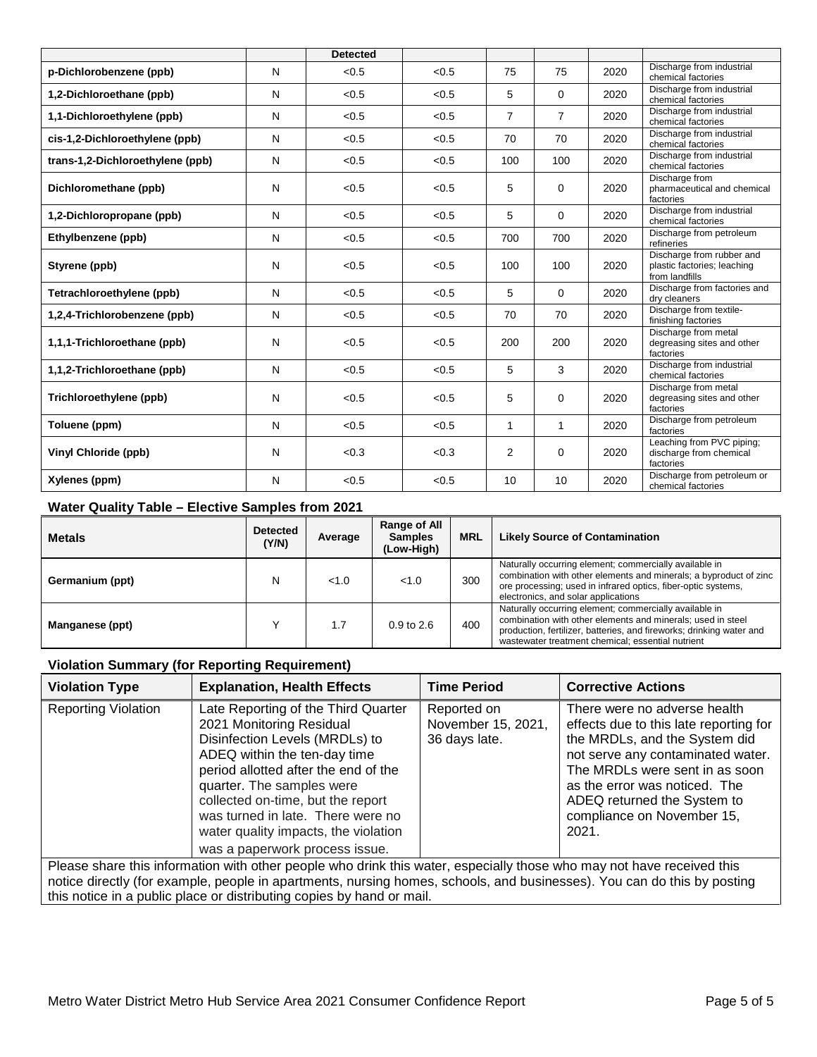| | | Detected | | | | | |
|---|---|---|---|---|---|---|---|
| p-Dichlorobenzene (ppb) | N | <0.5 | <0.5 | 75 | 75 | 2020 | Discharge from industrial chemical factories |
| 1,2-Dichloroethane (ppb) | N | <0.5 | <0.5 | 5 | 0 | 2020 | Discharge from industrial chemical factories |
| 1,1-Dichloroethylene (ppb) | N | <0.5 | <0.5 | 7 | 7 | 2020 | Discharge from industrial chemical factories |
| cis-1,2-Dichloroethylene (ppb) | N | <0.5 | <0.5 | 70 | 70 | 2020 | Discharge from industrial chemical factories |
| trans-1,2-Dichloroethylene (ppb) | N | <0.5 | <0.5 | 100 | 100 | 2020 | Discharge from industrial chemical factories |
| Dichloromethane (ppb) | N | <0.5 | <0.5 | 5 | 0 | 2020 | Discharge from pharmaceutical and chemical factories |
| 1,2-Dichloropropane (ppb) | N | <0.5 | <0.5 | 5 | 0 | 2020 | Discharge from industrial chemical factories |
| Ethylbenzene (ppb) | N | <0.5 | <0.5 | 700 | 700 | 2020 | Discharge from petroleum refineries |
| Styrene (ppb) | N | <0.5 | <0.5 | 100 | 100 | 2020 | Discharge from rubber and plastic factories; leaching from landfills |
| Tetrachloroethylene (ppb) | N | <0.5 | <0.5 | 5 | 0 | 2020 | Discharge from factories and dry cleaners |
| 1,2,4-Trichlorobenzene (ppb) | N | <0.5 | <0.5 | 70 | 70 | 2020 | Discharge from textile-finishing factories |
| 1,1,1-Trichloroethane (ppb) | N | <0.5 | <0.5 | 200 | 200 | 2020 | Discharge from metal degreasing sites and other factories |
| 1,1,2-Trichloroethane (ppb) | N | <0.5 | <0.5 | 5 | 3 | 2020 | Discharge from industrial chemical factories |
| Trichloroethylene (ppb) | N | <0.5 | <0.5 | 5 | 0 | 2020 | Discharge from metal degreasing sites and other factories |
| Toluene (ppm) | N | <0.5 | <0.5 | 1 | 1 | 2020 | Discharge from petroleum factories |
| Vinyl Chloride (ppb) | N | <0.3 | <0.3 | 2 | 0 | 2020 | Leaching from PVC piping; discharge from chemical factories |
| Xylenes (ppm) | N | <0.5 | <0.5 | 10 | 10 | 2020 | Discharge from petroleum or chemical factories |

### Water Quality Table – Elective Samples from 2021

| Metals | Detected (Y/N) | Average | Range of All Samples (Low-High) | MRL | Likely Source of Contamination |
|---|---|---|---|---|---|
| Germanium (ppt) | N | <1.0 | <1.0 | 300 | Naturally occurring element; commercially available in combination with other elements and minerals; a byproduct of zinc ore processing; used in infrared optics, fiber-optic systems, electronics, and solar applications |
| Manganese (ppt) | Y | 1.7 | 0.9 to 2.6 | 400 | Naturally occurring element; commercially available in combination with other elements and minerals; used in steel production, fertilizer, batteries, and fireworks; drinking water and wastewater treatment chemical; essential nutrient |

### Violation Summary (for Reporting Requirement)

| Violation Type | Explanation, Health Effects | Time Period | Corrective Actions |
|---|---|---|---|
| Reporting Violation | Late Reporting of the Third Quarter 2021 Monitoring Residual Disinfection Levels (MRDLs) to ADEQ within the ten-day time period allotted after the end of the quarter. The samples were collected on-time, but the report was turned in late. There were no water quality impacts, the violation was a paperwork process issue. | Reported on November 15, 2021, 36 days late. | There were no adverse health effects due to this late reporting for the MRDLs, and the System did not serve any contaminated water. The MRDLs were sent in as soon as the error was noticed. The ADEQ returned the System to compliance on November 15, 2021. |

Please share this information with other people who drink this water, especially those who may not have received this notice directly (for example, people in apartments, nursing homes, schools, and businesses). You can do this by posting this notice in a public place or distributing copies by hand or mail.